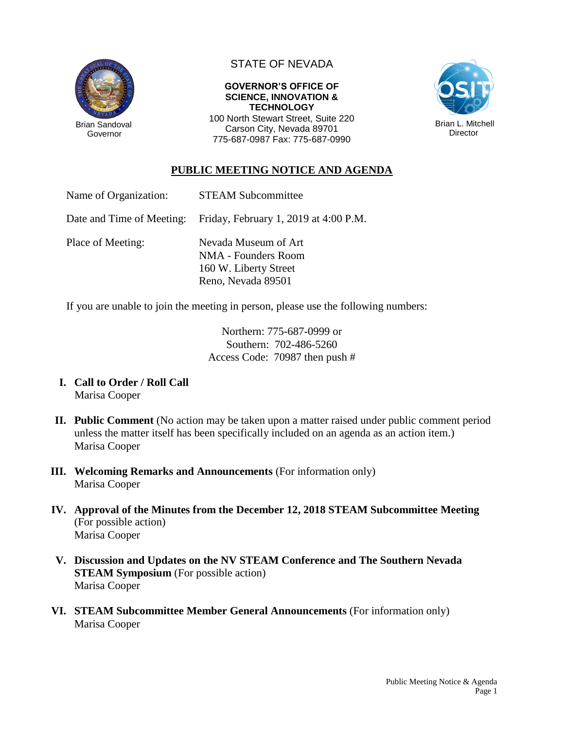Brian Sandoval
Governor

STATE OF NEVADA

**GOVERNOR'S OFFICE OF SCIENCE, INNOVATION & TECHNOLOGY**

100 North Stewart Street, Suite 220
Carson City, Nevada 89701
775-687-0987 Fax: 775-687-0990

Brian L. Mitchell
Director

## PUBLIC MEETING NOTICE AND AGENDA

| | |
|---|---|
| Name of Organization: | STEAM Subcommittee |
| Date and Time of Meeting: | Friday, February 1, 2019 at 4:00 P.M. |
| Place of Meeting: | Nevada Museum of Art<br>NMA - Founders Room<br>160 W. Liberty Street<br>Reno, Nevada 89501 |

If you are unable to join the meeting in person, please use the following numbers:

Northern: 775-687-0999 or
Southern: 702-486-5260
Access Code: 70987 then push #

I. **Call to Order / Roll Call**
Marisa Cooper

II. **Public Comment** (No action may be taken upon a matter raised under public comment period unless the matter itself has been specifically included on an agenda as an action item.)
Marisa Cooper

III. **Welcoming Remarks and Announcements** (For information only)
Marisa Cooper

IV. **Approval of the Minutes from the December 12, 2018 STEAM Subcommittee Meeting** (For possible action)
Marisa Cooper

V. **Discussion and Updates on the NV STEAM Conference and The Southern Nevada STEAM Symposium** (For possible action)
Marisa Cooper

VI. **STEAM Subcommittee Member General Announcements** (For information only)
Marisa Cooper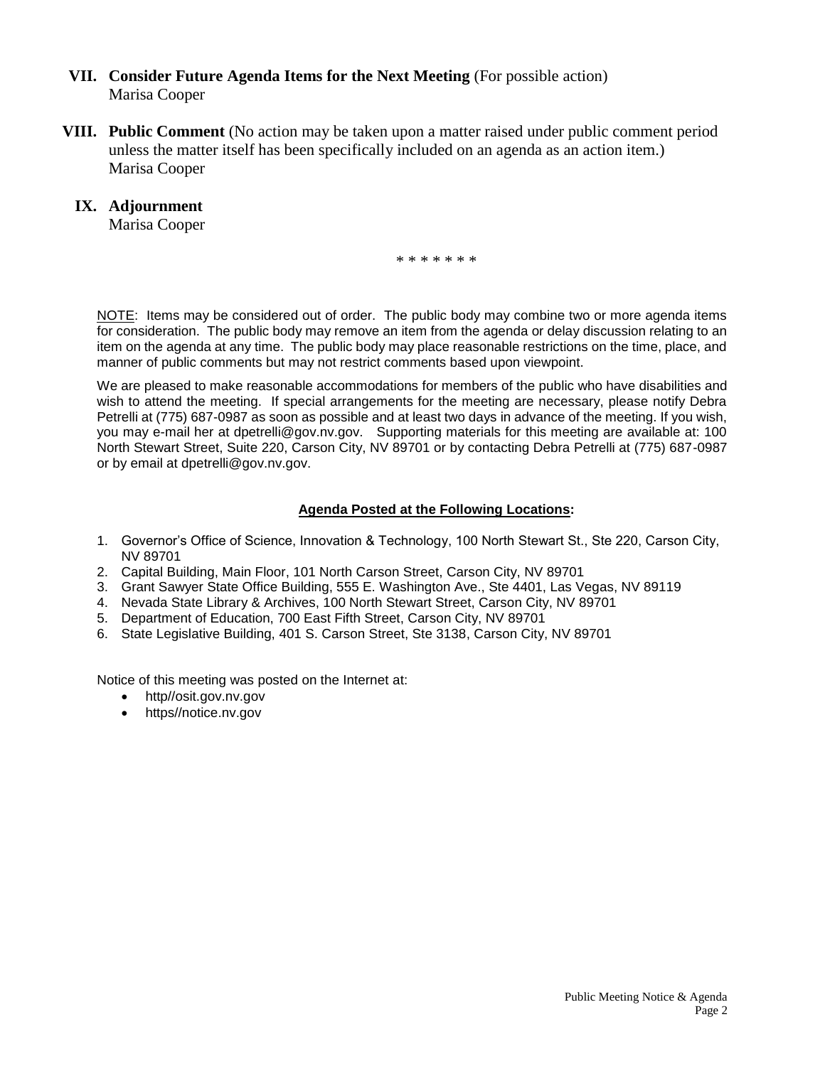**VII. Consider Future Agenda Items for the Next Meeting** (For possible action)
Marisa Cooper

**VIII. Public Comment** (No action may be taken upon a matter raised under public comment period unless the matter itself has been specifically included on an agenda as an action item.)
Marisa Cooper

**IX. Adjournment**
Marisa Cooper

\* \* \* \* \* \* \*

NOTE: Items may be considered out of order. The public body may combine two or more agenda items for consideration. The public body may remove an item from the agenda or delay discussion relating to an item on the agenda at any time. The public body may place reasonable restrictions on the time, place, and manner of public comments but may not restrict comments based upon viewpoint.

We are pleased to make reasonable accommodations for members of the public who have disabilities and wish to attend the meeting. If special arrangements for the meeting are necessary, please notify Debra Petrelli at (775) 687-0987 as soon as possible and at least two days in advance of the meeting. If you wish, you may e-mail her at dpetrelli@gov.nv.gov. Supporting materials for this meeting are available at: 100 North Stewart Street, Suite 220, Carson City, NV 89701 or by contacting Debra Petrelli at (775) 687-0987 or by email at dpetrelli@gov.nv.gov.

**Agenda Posted at the Following Locations:**

1. Governor's Office of Science, Innovation & Technology, 100 North Stewart St., Ste 220, Carson City, NV 89701
2. Capital Building, Main Floor, 101 North Carson Street, Carson City, NV 89701
3. Grant Sawyer State Office Building, 555 E. Washington Ave., Ste 4401, Las Vegas, NV 89119
4. Nevada State Library & Archives, 100 North Stewart Street, Carson City, NV 89701
5. Department of Education, 700 East Fifth Street, Carson City, NV 89701
6. State Legislative Building, 401 S. Carson Street, Ste 3138, Carson City, NV 89701

Notice of this meeting was posted on the Internet at:

- http//osit.gov.nv.gov
- https//notice.nv.gov